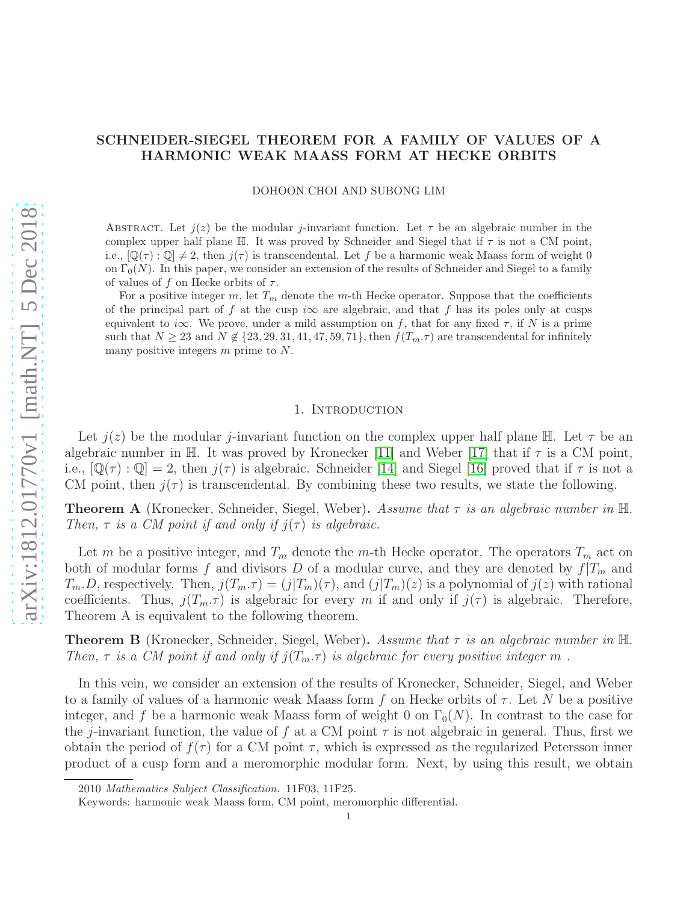# SCHNEIDER-SIEGEL THEOREM FOR A FAMILY OF VALUES OF A HARMONIC WEAK MAASS FORM AT HECKE ORBITS

DOHOON CHOI AND SUBONG LIM

Abstract. Let $j(z)$ be the modular $j$-invariant function. Let $\tau$ be an algebraic number in the complex upper half plane $\mathbb{H}$. It was proved by Schneider and Siegel that if $\tau$ is not a CM point, i.e., $[\mathbb{Q}(\tau):\mathbb{Q}] \neq 2$, then $j(\tau)$ is transcendental. Let $f$ be a harmonic weak Maass form of weight 0 on $\Gamma_0(N)$. In this paper, we consider an extension of the results of Schneider and Siegel to a family of values of $f$ on Hecke orbits of $\tau$.

For a positive integer $m$, let $T_m$ denote the $m$-th Hecke operator. Suppose that the coefficients of the principal part of $f$ at the cusp $i\infty$ are algebraic, and that $f$ has its poles only at cusps equivalent to $i\infty$. We prove, under a mild assumption on $f$, that for any fixed $\tau$, if $N$ is a prime such that $N \geq 23$ and $N \notin \{23, 29, 31, 41, 47, 59, 71\}$, then $f(T_m.\tau)$ are transcendental for infinitely many positive integers $m$ prime to $N$.

## 1. Introduction

Let $j(z)$ be the modular $j$-invariant function on the complex upper half plane $\mathbb{H}$. Let $\tau$ be an algebraic number in $\mathbb{H}$. It was proved by Kronecker [11] and Weber [17] that if $\tau$ is a CM point, i.e., $[\mathbb{Q}(\tau):\mathbb{Q}] = 2$, then $j(\tau)$ is algebraic. Schneider [14] and Siegel [16] proved that if $\tau$ is not a CM point, then $j(\tau)$ is transcendental. By combining these two results, we state the following.

**Theorem A** (Kronecker, Schneider, Siegel, Weber). *Assume that $\tau$ is an algebraic number in $\mathbb{H}$. Then, $\tau$ is a CM point if and only if $j(\tau)$ is algebraic.*

Let $m$ be a positive integer, and $T_m$ denote the $m$-th Hecke operator. The operators $T_m$ act on both of modular forms $f$ and divisors $D$ of a modular curve, and they are denoted by $f|T_m$ and $T_m.D$, respectively. Then, $j(T_m.\tau) = (j|T_m)(\tau)$, and $(j|T_m)(z)$ is a polynomial of $j(z)$ with rational coefficients. Thus, $j(T_m.\tau)$ is algebraic for every $m$ if and only if $j(\tau)$ is algebraic. Therefore, Theorem A is equivalent to the following theorem.

**Theorem B** (Kronecker, Schneider, Siegel, Weber). *Assume that $\tau$ is an algebraic number in $\mathbb{H}$. Then, $\tau$ is a CM point if and only if $j(T_m.\tau)$ is algebraic for every positive integer $m$ .*

In this vein, we consider an extension of the results of Kronecker, Schneider, Siegel, and Weber to a family of values of a harmonic weak Maass form $f$ on Hecke orbits of $\tau$. Let $N$ be a positive integer, and $f$ be a harmonic weak Maass form of weight 0 on $\Gamma_0(N)$. In contrast to the case for the $j$-invariant function, the value of $f$ at a CM point $\tau$ is not algebraic in general. Thus, first we obtain the period of $f(\tau)$ for a CM point $\tau$, which is expressed as the regularized Petersson inner product of a cusp form and a meromorphic modular form. Next, by using this result, we obtain

2010 *Mathematics Subject Classification.* 11F03, 11F25.

Keywords: harmonic weak Maass form, CM point, meromorphic differential.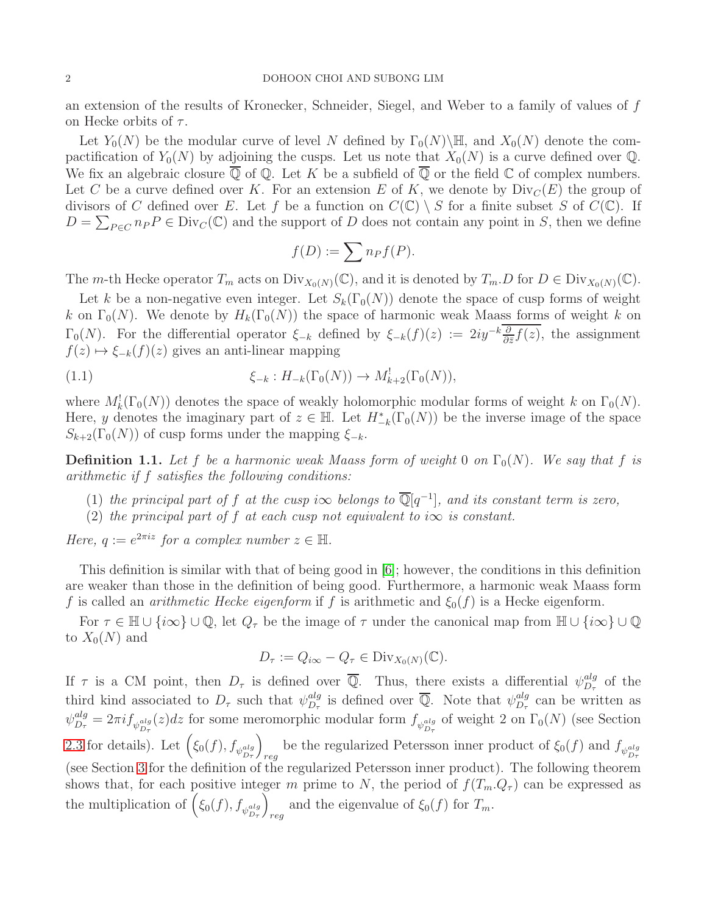an extension of the results of Kronecker, Schneider, Siegel, and Weber to a family of values of $f$ on Hecke orbits of $\tau$.

Let $Y_0(N)$ be the modular curve of level $N$ defined by $\Gamma_0(N)\backslash\mathbb{H}$, and $X_0(N)$ denote the compactification of $Y_0(N)$ by adjoining the cusps. Let us note that $X_0(N)$ is a curve defined over $\mathbb{Q}$. We fix an algebraic closure $\overline{\mathbb{Q}}$ of $\mathbb{Q}$. Let $K$ be a subfield of $\overline{\mathbb{Q}}$ or the field $\mathbb{C}$ of complex numbers. Let $C$ be a curve defined over $K$. For an extension $E$ of $K$, we denote by $\mathrm{Div}_C(E)$ the group of divisors of $C$ defined over $E$. Let $f$ be a function on $C(\mathbb{C}) \setminus S$ for a finite subset $S$ of $C(\mathbb{C})$. If $D = \sum_{P \in C} n_P P \in \mathrm{Div}_C(\mathbb{C})$ and the support of $D$ does not contain any point in $S$, then we define

$$f(D) := \sum n_P f(P).$$

The $m$-th Hecke operator $T_m$ acts on $\mathrm{Div}_{X_0(N)}(\mathbb{C})$, and it is denoted by $T_m.D$ for $D \in \mathrm{Div}_{X_0(N)}(\mathbb{C})$.

Let $k$ be a non-negative even integer. Let $S_k(\Gamma_0(N))$ denote the space of cusp forms of weight $k$ on $\Gamma_0(N)$. We denote by $H_k(\Gamma_0(N))$ the space of harmonic weak Maass forms of weight $k$ on $\Gamma_0(N)$. For the differential operator $\xi_{-k}$ defined by $\xi_{-k}(f)(z) := 2iy^{-k}\overline{\frac{\partial}{\partial \bar{z}} f(z)}$, the assignment $f(z) \mapsto \xi_{-k}(f)(z)$ gives an anti-linear mapping

$$\xi_{-k} : H_{-k}(\Gamma_0(N)) \to M^!_{k+2}(\Gamma_0(N)), \tag{1.1}$$

where $M^!_k(\Gamma_0(N))$ denotes the space of weakly holomorphic modular forms of weight $k$ on $\Gamma_0(N)$. Here, $y$ denotes the imaginary part of $z \in \mathbb{H}$. Let $H^*_{-k}(\Gamma_0(N))$ be the inverse image of the space $S_{k+2}(\Gamma_0(N))$ of cusp forms under the mapping $\xi_{-k}$.

**Definition 1.1.** *Let $f$ be a harmonic weak Maass form of weight $0$ on $\Gamma_0(N)$. We say that $f$ is arithmetic if $f$ satisfies the following conditions:*

1. *the principal part of $f$ at the cusp $i\infty$ belongs to $\overline{\mathbb{Q}}[q^{-1}]$, and its constant term is zero,*
2. *the principal part of $f$ at each cusp not equivalent to $i\infty$ is constant.*

*Here, $q := e^{2\pi i z}$ for a complex number $z \in \mathbb{H}$.*

This definition is similar with that of being good in [6]; however, the conditions in this definition are weaker than those in the definition of being good. Furthermore, a harmonic weak Maass form $f$ is called an *arithmetic Hecke eigenform* if $f$ is arithmetic and $\xi_0(f)$ is a Hecke eigenform.

For $\tau \in \mathbb{H} \cup \{i\infty\} \cup \mathbb{Q}$, let $Q_\tau$ be the image of $\tau$ under the canonical map from $\mathbb{H} \cup \{i\infty\} \cup \mathbb{Q}$ to $X_0(N)$ and

$$D_\tau := Q_{i\infty} - Q_\tau \in \mathrm{Div}_{X_0(N)}(\mathbb{C}).$$

If $\tau$ is a CM point, then $D_\tau$ is defined over $\overline{\mathbb{Q}}$. Thus, there exists a differential $\psi^{alg}_{D_\tau}$ of the third kind associated to $D_\tau$ such that $\psi^{alg}_{D_\tau}$ is defined over $\overline{\mathbb{Q}}$. Note that $\psi^{alg}_{D_\tau}$ can be written as $\psi^{alg}_{D_\tau} = 2\pi i f_{\psi^{alg}_{D_\tau}}(z)dz$ for some meromorphic modular form $f_{\psi^{alg}_{D_\tau}}$ of weight 2 on $\Gamma_0(N)$ (see Section 2.3 for details). Let $\left(\xi_0(f), f_{\psi^{alg}_{D_\tau}}\right)_{reg}$ be the regularized Petersson inner product of $\xi_0(f)$ and $f_{\psi^{alg}_{D_\tau}}$ (see Section 3 for the definition of the regularized Petersson inner product). The following theorem shows that, for each positive integer $m$ prime to $N$, the period of $f(T_m.Q_\tau)$ can be expressed as the multiplication of $\left(\xi_0(f), f_{\psi^{alg}_{D_\tau}}\right)_{reg}$ and the eigenvalue of $\xi_0(f)$ for $T_m$.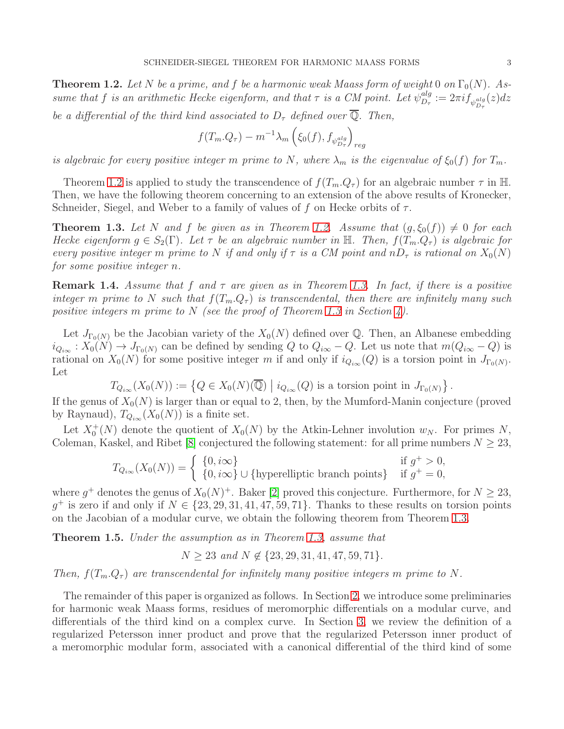**Theorem 1.2.** *Let $N$ be a prime, and $f$ be a harmonic weak Maass form of weight $0$ on $\Gamma_0(N)$. Assume that $f$ is an arithmetic Hecke eigenform, and that $\tau$ is a CM point. Let $\psi^{alg}_{D_\tau} := 2\pi i f_{\psi^{alg}_{D_\tau}}(z)dz$ be a differential of the third kind associated to $D_\tau$ defined over $\overline{\mathbb{Q}}$. Then,*

$$f(T_m.Q_\tau) - m^{-1}\lambda_m \left(\xi_0(f), f_{\psi^{alg}_{D_\tau}}\right)_{reg}$$

*is algebraic for every positive integer $m$ prime to $N$, where $\lambda_m$ is the eigenvalue of $\xi_0(f)$ for $T_m$.*

Theorem 1.2 is applied to study the transcendence of $f(T_m.Q_\tau)$ for an algebraic number $\tau$ in $\mathbb{H}$. Then, we have the following theorem concerning to an extension of the above results of Kronecker, Schneider, Siegel, and Weber to a family of values of $f$ on Hecke orbits of $\tau$.

**Theorem 1.3.** *Let $N$ and $f$ be given as in Theorem 1.2. Assume that $(g, \xi_0(f)) \neq 0$ for each Hecke eigenform $g \in S_2(\Gamma)$. Let $\tau$ be an algebraic number in $\mathbb{H}$. Then, $f(T_m.Q_\tau)$ is algebraic for every positive integer $m$ prime to $N$ if and only if $\tau$ is a CM point and $nD_\tau$ is rational on $X_0(N)$ for some positive integer $n$.*

**Remark 1.4.** *Assume that $f$ and $\tau$ are given as in Theorem 1.3. In fact, if there is a positive integer $m$ prime to $N$ such that $f(T_m.Q_\tau)$ is transcendental, then there are infinitely many such positive integers $m$ prime to $N$ (see the proof of Theorem 1.3 in Section 4).*

Let $J_{\Gamma_0(N)}$ be the Jacobian variety of the $X_0(N)$ defined over $\mathbb{Q}$. Then, an Albanese embedding $i_{Q_{i\infty}} : X_0(N) \to J_{\Gamma_0(N)}$ can be defined by sending $Q$ to $Q_{i\infty} - Q$. Let us note that $m(Q_{i\infty} - Q)$ is rational on $X_0(N)$ for some positive integer $m$ if and only if $i_{Q_{i\infty}}(Q)$ is a torsion point in $J_{\Gamma_0(N)}$. Let

$$T_{Q_{i\infty}}(X_0(N)) := \left\{Q \in X_0(N)(\overline{\mathbb{Q}}) \;\middle|\; i_{Q_{i\infty}}(Q) \text{ is a torsion point in } J_{\Gamma_0(N)}\right\}.$$

If the genus of $X_0(N)$ is larger than or equal to 2, then, by the Mumford-Manin conjecture (proved by Raynaud), $T_{Q_{i\infty}}(X_0(N))$ is a finite set.

Let $X_0^+(N)$ denote the quotient of $X_0(N)$ by the Atkin-Lehner involution $w_N$. For primes $N$, Coleman, Kaskel, and Ribet [8] conjectured the following statement: for all prime numbers $N \geq 23$,

$$T_{Q_{i\infty}}(X_0(N)) = \begin{cases} \{0, i\infty\} & \text{if } g^+ > 0, \\ \{0, i\infty\} \cup \{\text{hyperelliptic branch points}\} & \text{if } g^+ = 0, \end{cases}$$

where $g^+$ denotes the genus of $X_0(N)^+$. Baker [2] proved this conjecture. Furthermore, for $N \geq 23$, $g^+$ is zero if and only if $N \in \{23, 29, 31, 41, 47, 59, 71\}$. Thanks to these results on torsion points on the Jacobian of a modular curve, we obtain the following theorem from Theorem 1.3.

**Theorem 1.5.** *Under the assumption as in Theorem 1.3, assume that*

$$N \geq 23 \text{ and } N \notin \{23, 29, 31, 41, 47, 59, 71\}.$$

*Then, $f(T_m.Q_\tau)$ are transcendental for infinitely many positive integers $m$ prime to $N$.*

The remainder of this paper is organized as follows. In Section 2, we introduce some preliminaries for harmonic weak Maass forms, residues of meromorphic differentials on a modular curve, and differentials of the third kind on a complex curve. In Section 3, we review the definition of a regularized Petersson inner product and prove that the regularized Petersson inner product of a meromorphic modular form, associated with a canonical differential of the third kind of some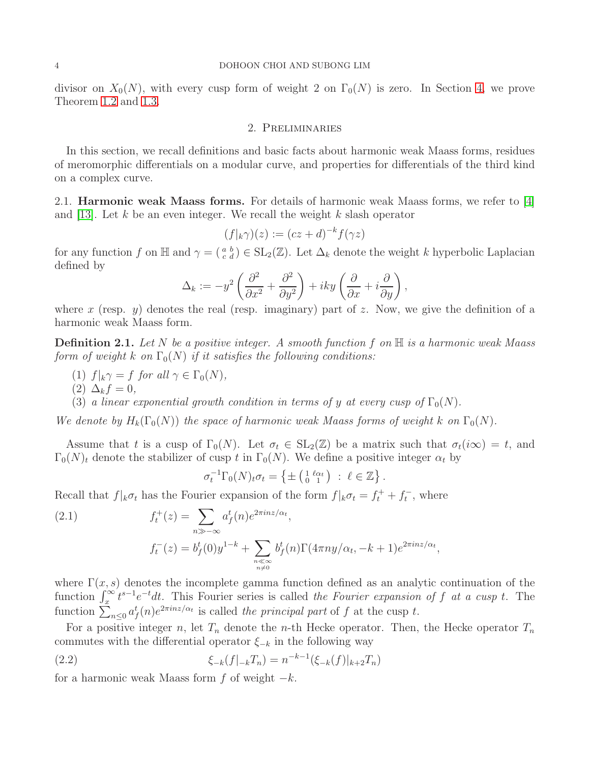divisor on $X_0(N)$, with every cusp form of weight 2 on $\Gamma_0(N)$ is zero. In Section 4, we prove Theorem 1.2 and 1.3.

## 2. Preliminaries

In this section, we recall definitions and basic facts about harmonic weak Maass forms, residues of meromorphic differentials on a modular curve, and properties for differentials of the third kind on a complex curve.

### 2.1. Harmonic weak Maass forms.

For details of harmonic weak Maass forms, we refer to [4] and [13]. Let $k$ be an even integer. We recall the weight $k$ slash operator

$$(f|_k\gamma)(z) := (cz+d)^{-k}f(\gamma z)$$

for any function $f$ on $\mathbb{H}$ and $\gamma = \left(\begin{smallmatrix} a & b \\ c & d \end{smallmatrix}\right) \in \mathrm{SL}_2(\mathbb{Z})$. Let $\Delta_k$ denote the weight $k$ hyperbolic Laplacian defined by

$$\Delta_k := -y^2\left(\frac{\partial^2}{\partial x^2} + \frac{\partial^2}{\partial y^2}\right) + iky\left(\frac{\partial}{\partial x} + i\frac{\partial}{\partial y}\right),$$

where $x$ (resp. $y$) denotes the real (resp. imaginary) part of $z$. Now, we give the definition of a harmonic weak Maass form.

**Definition 2.1.** *Let $N$ be a positive integer. A smooth function $f$ on $\mathbb{H}$ is a harmonic weak Maass form of weight $k$ on $\Gamma_0(N)$ if it satisfies the following conditions:*

1. $f|_k\gamma = f$ *for all* $\gamma \in \Gamma_0(N)$,
2. $\Delta_k f = 0$,
3. *a linear exponential growth condition in terms of $y$ at every cusp of $\Gamma_0(N)$.*

*We denote by $H_k(\Gamma_0(N))$ the space of harmonic weak Maass forms of weight $k$ on $\Gamma_0(N)$.*

Assume that $t$ is a cusp of $\Gamma_0(N)$. Let $\sigma_t \in \mathrm{SL}_2(\mathbb{Z})$ be a matrix such that $\sigma_t(i\infty) = t$, and $\Gamma_0(N)_t$ denote the stabilizer of cusp $t$ in $\Gamma_0(N)$. We define a positive integer $\alpha_t$ by

$$\sigma_t^{-1}\Gamma_0(N)_t\sigma_t = \left\{\pm\left(\begin{smallmatrix} 1 & \ell\alpha_t \\ 0 & 1 \end{smallmatrix}\right) \;:\; \ell \in \mathbb{Z}\right\}.$$

Recall that $f|_k\sigma_t$ has the Fourier expansion of the form $f|_k\sigma_t = f_t^+ + f_t^-$, where

$$f_t^+(z) = \sum_{n \gg -\infty} a_f^t(n)e^{2\pi inz/\alpha_t}, \tag{2.1}$$

$$f_t^-(z) = b_f^t(0)y^{1-k} + \sum_{\substack{n \ll \infty \\ n \neq 0}} b_f^t(n)\Gamma(4\pi ny/\alpha_t, -k+1)e^{2\pi inz/\alpha_t},$$

where $\Gamma(x,s)$ denotes the incomplete gamma function defined as an analytic continuation of the function $\int_x^\infty t^{s-1}e^{-t}dt$. This Fourier series is called *the Fourier expansion of $f$ at a cusp $t$*. The function $\sum_{n\leq 0} a_f^t(n)e^{2\pi inz/\alpha_t}$ is called *the principal part* of $f$ at the cusp $t$.

For a positive integer $n$, let $T_n$ denote the $n$-th Hecke operator. Then, the Hecke operator $T_n$ commutes with the differential operator $\xi_{-k}$ in the following way

$$\xi_{-k}(f|_{-k}T_n) = n^{-k-1}(\xi_{-k}(f)|_{k+2}T_n) \tag{2.2}$$

for a harmonic weak Maass form $f$ of weight $-k$.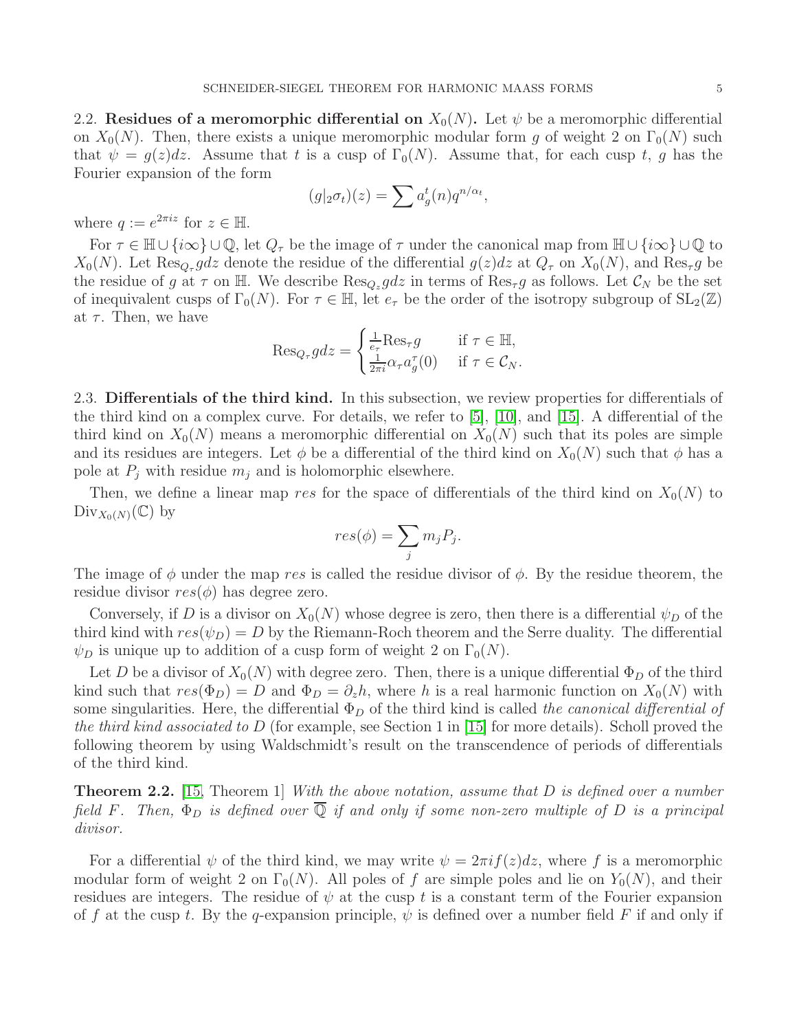**2.2. Residues of a meromorphic differential on $X_0(N)$.** Let $\psi$ be a meromorphic differential on $X_0(N)$. Then, there exists a unique meromorphic modular form $g$ of weight 2 on $\Gamma_0(N)$ such that $\psi = g(z)dz$. Assume that $t$ is a cusp of $\Gamma_0(N)$. Assume that, for each cusp $t$, $g$ has the Fourier expansion of the form

$$(g|_2\sigma_t)(z) = \sum a_g^t(n) q^{n/\alpha_t},$$

where $q := e^{2\pi i z}$ for $z \in \mathbb{H}$.

For $\tau \in \mathbb{H} \cup \{i\infty\} \cup \mathbb{Q}$, let $Q_\tau$ be the image of $\tau$ under the canonical map from $\mathbb{H} \cup \{i\infty\} \cup \mathbb{Q}$ to $X_0(N)$. Let $\mathrm{Res}_{Q_\tau} gdz$ denote the residue of the differential $g(z)dz$ at $Q_\tau$ on $X_0(N)$, and $\mathrm{Res}_\tau g$ be the residue of $g$ at $\tau$ on $\mathbb{H}$. We describe $\mathrm{Res}_{Q_z} gdz$ in terms of $\mathrm{Res}_\tau g$ as follows. Let $\mathcal{C}_N$ be the set of inequivalent cusps of $\Gamma_0(N)$. For $\tau \in \mathbb{H}$, let $e_\tau$ be the order of the isotropy subgroup of $\mathrm{SL}_2(\mathbb{Z})$ at $\tau$. Then, we have

$$\mathrm{Res}_{Q_\tau} gdz = \begin{cases} \frac{1}{e_\tau} \mathrm{Res}_\tau g & \text{if } \tau \in \mathbb{H}, \\ \frac{1}{2\pi i} \alpha_\tau a_g^\tau(0) & \text{if } \tau \in \mathcal{C}_N. \end{cases}$$

**2.3. Differentials of the third kind.** In this subsection, we review properties for differentials of the third kind on a complex curve. For details, we refer to [5], [10], and [15]. A differential of the third kind on $X_0(N)$ means a meromorphic differential on $X_0(N)$ such that its poles are simple and its residues are integers. Let $\phi$ be a differential of the third kind on $X_0(N)$ such that $\phi$ has a pole at $P_j$ with residue $m_j$ and is holomorphic elsewhere.

Then, we define a linear map $res$ for the space of differentials of the third kind on $X_0(N)$ to $\mathrm{Div}_{X_0(N)}(\mathbb{C})$ by

$$res(\phi) = \sum_j m_j P_j.$$

The image of $\phi$ under the map $res$ is called the residue divisor of $\phi$. By the residue theorem, the residue divisor $res(\phi)$ has degree zero.

Conversely, if $D$ is a divisor on $X_0(N)$ whose degree is zero, then there is a differential $\psi_D$ of the third kind with $res(\psi_D) = D$ by the Riemann-Roch theorem and the Serre duality. The differential $\psi_D$ is unique up to addition of a cusp form of weight 2 on $\Gamma_0(N)$.

Let $D$ be a divisor of $X_0(N)$ with degree zero. Then, there is a unique differential $\Phi_D$ of the third kind such that $res(\Phi_D) = D$ and $\Phi_D = \partial_z h$, where $h$ is a real harmonic function on $X_0(N)$ with some singularities. Here, the differential $\Phi_D$ of the third kind is called *the canonical differential of the third kind associated to* $D$ (for example, see Section 1 in [15] for more details). Scholl proved the following theorem by using Waldschmidt's result on the transcendence of periods of differentials of the third kind.

**Theorem 2.2.** [15, Theorem 1] *With the above notation, assume that $D$ is defined over a number field $F$. Then, $\Phi_D$ is defined over $\overline{\mathbb{Q}}$ if and only if some non-zero multiple of $D$ is a principal divisor.*

For a differential $\psi$ of the third kind, we may write $\psi = 2\pi i f(z)dz$, where $f$ is a meromorphic modular form of weight 2 on $\Gamma_0(N)$. All poles of $f$ are simple poles and lie on $Y_0(N)$, and their residues are integers. The residue of $\psi$ at the cusp $t$ is a constant term of the Fourier expansion of $f$ at the cusp $t$. By the $q$-expansion principle, $\psi$ is defined over a number field $F$ if and only if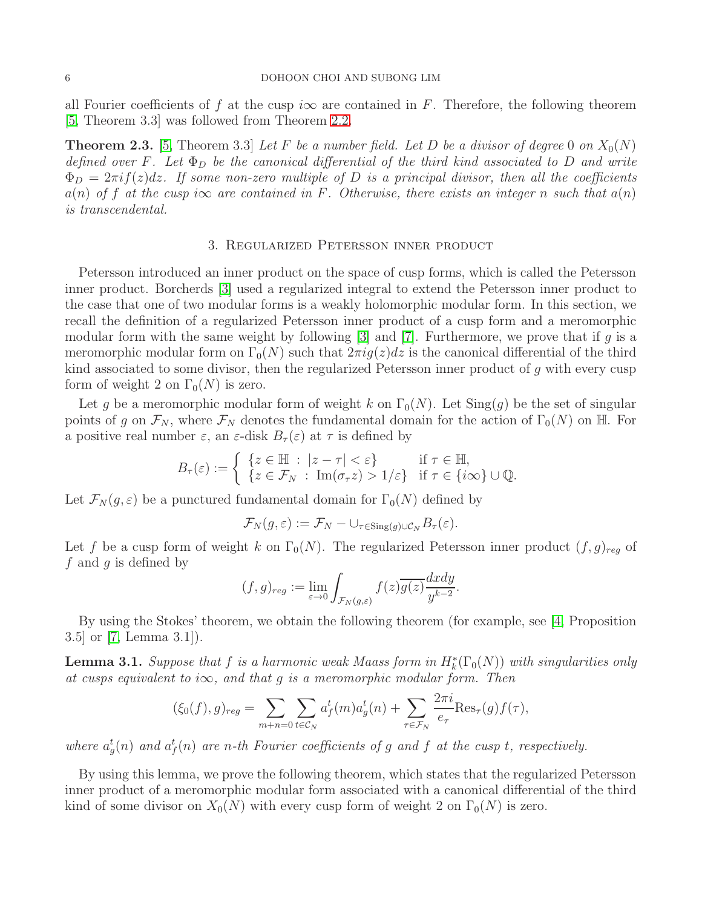all Fourier coefficients of $f$ at the cusp $i\infty$ are contained in $F$. Therefore, the following theorem [5, Theorem 3.3] was followed from Theorem 2.2.

**Theorem 2.3.** [5, Theorem 3.3] *Let $F$ be a number field. Let $D$ be a divisor of degree 0 on $X_0(N)$ defined over $F$. Let $\Phi_D$ be the canonical differential of the third kind associated to $D$ and write $\Phi_D = 2\pi i f(z)dz$. If some non-zero multiple of $D$ is a principal divisor, then all the coefficients $a(n)$ of $f$ at the cusp $i\infty$ are contained in $F$. Otherwise, there exists an integer $n$ such that $a(n)$ is transcendental.*

## 3. Regularized Petersson inner product

Petersson introduced an inner product on the space of cusp forms, which is called the Petersson inner product. Borcherds [3] used a regularized integral to extend the Petersson inner product to the case that one of two modular forms is a weakly holomorphic modular form. In this section, we recall the definition of a regularized Petersson inner product of a cusp form and a meromorphic modular form with the same weight by following [3] and [7]. Furthermore, we prove that if $g$ is a meromorphic modular form on $\Gamma_0(N)$ such that $2\pi i g(z)dz$ is the canonical differential of the third kind associated to some divisor, then the regularized Petersson inner product of $g$ with every cusp form of weight 2 on $\Gamma_0(N)$ is zero.

Let $g$ be a meromorphic modular form of weight $k$ on $\Gamma_0(N)$. Let $\mathrm{Sing}(g)$ be the set of singular points of $g$ on $\mathcal{F}_N$, where $\mathcal{F}_N$ denotes the fundamental domain for the action of $\Gamma_0(N)$ on $\mathbb{H}$. For a positive real number $\varepsilon$, an $\varepsilon$-disk $B_\tau(\varepsilon)$ at $\tau$ is defined by

$$B_\tau(\varepsilon) := \begin{cases} \{z \in \mathbb{H} \ : \ |z-\tau| < \varepsilon\} & \text{if } \tau \in \mathbb{H}, \\ \{z \in \mathcal{F}_N \ : \ \mathrm{Im}(\sigma_\tau z) > 1/\varepsilon\} & \text{if } \tau \in \{i\infty\} \cup \mathbb{Q}. \end{cases}$$

Let $\mathcal{F}_N(g,\varepsilon)$ be a punctured fundamental domain for $\Gamma_0(N)$ defined by

$$\mathcal{F}_N(g,\varepsilon) := \mathcal{F}_N - \cup_{\tau \in \mathrm{Sing}(g) \cup \mathcal{C}_N} B_\tau(\varepsilon).$$

Let $f$ be a cusp form of weight $k$ on $\Gamma_0(N)$. The regularized Petersson inner product $(f,g)_{reg}$ of $f$ and $g$ is defined by

$$(f,g)_{reg} := \lim_{\varepsilon \to 0} \int_{\mathcal{F}_N(g,\varepsilon)} f(z)\overline{g(z)} \frac{dxdy}{y^{k-2}}.$$

By using the Stokes' theorem, we obtain the following theorem (for example, see [4, Proposition 3.5] or [7, Lemma 3.1]).

**Lemma 3.1.** *Suppose that $f$ is a harmonic weak Maass form in $H_k^*(\Gamma_0(N))$ with singularities only at cusps equivalent to $i\infty$, and that $g$ is a meromorphic modular form. Then*

$$(\xi_0(f), g)_{reg} = \sum_{m+n=0} \sum_{t \in \mathcal{C}_N} a_f^t(m) a_g^t(n) + \sum_{\tau \in \mathcal{F}_N} \frac{2\pi i}{e_\tau} \mathrm{Res}_\tau(g) f(\tau),$$

*where $a_g^t(n)$ and $a_f^t(n)$ are $n$-th Fourier coefficients of $g$ and $f$ at the cusp $t$, respectively.*

By using this lemma, we prove the following theorem, which states that the regularized Petersson inner product of a meromorphic modular form associated with a canonical differential of the third kind of some divisor on $X_0(N)$ with every cusp form of weight 2 on $\Gamma_0(N)$ is zero.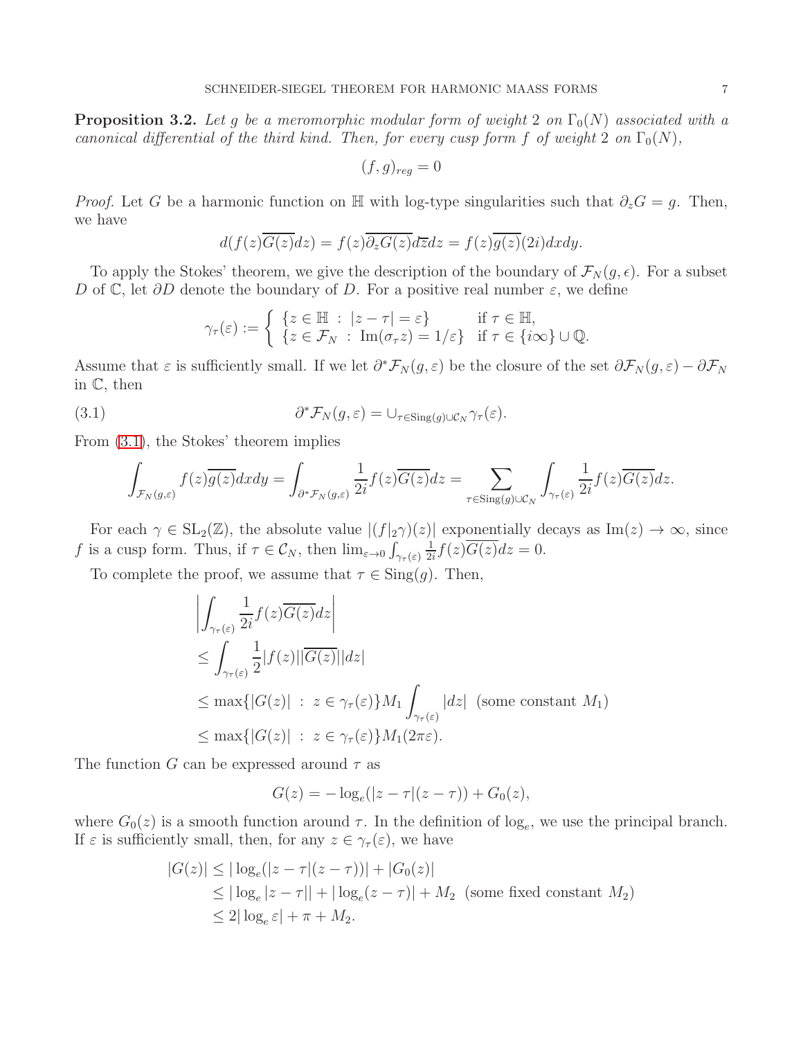**Proposition 3.2.** *Let $g$ be a meromorphic modular form of weight $2$ on $\Gamma_0(N)$ associated with a canonical differential of the third kind. Then, for every cusp form $f$ of weight $2$ on $\Gamma_0(N)$,*

$$(f,g)_{reg} = 0$$

*Proof.* Let $G$ be a harmonic function on $\mathbb{H}$ with log-type singularities such that $\partial_z G = g$. Then, we have

$$d(f(z)\overline{G(z)}dz) = f(z)\overline{\partial_z G(z)}d\overline{z}dz = f(z)\overline{g(z)}(2i)dxdy.$$

To apply the Stokes' theorem, we give the description of the boundary of $\mathcal{F}_N(g,\epsilon)$. For a subset $D$ of $\mathbb{C}$, let $\partial D$ denote the boundary of $D$. For a positive real number $\varepsilon$, we define

$$\gamma_\tau(\varepsilon) := \begin{cases} \{z \in \mathbb{H} \,:\, |z-\tau| = \varepsilon\} & \text{if } \tau \in \mathbb{H}, \\ \{z \in \mathcal{F}_N \,:\, \operatorname{Im}(\sigma_\tau z) = 1/\varepsilon\} & \text{if } \tau \in \{i\infty\} \cup \mathbb{Q}. \end{cases}$$

Assume that $\varepsilon$ is sufficiently small. If we let $\partial^*\mathcal{F}_N(g,\varepsilon)$ be the closure of the set $\partial\mathcal{F}_N(g,\varepsilon) - \partial\mathcal{F}_N$ in $\mathbb{C}$, then

$$\partial^*\mathcal{F}_N(g,\varepsilon) = \cup_{\tau \in \operatorname{Sing}(g) \cup \mathcal{C}_N} \gamma_\tau(\varepsilon). \tag{3.1}$$

From (3.1), the Stokes' theorem implies

$$\int_{\mathcal{F}_N(g,\varepsilon)} f(z)\overline{g(z)}dxdy = \int_{\partial^*\mathcal{F}_N(g,\varepsilon)} \frac{1}{2i} f(z)\overline{G(z)}dz = \sum_{\tau \in \operatorname{Sing}(g)\cup\mathcal{C}_N} \int_{\gamma_\tau(\varepsilon)} \frac{1}{2i} f(z)\overline{G(z)}dz.$$

For each $\gamma \in \mathrm{SL}_2(\mathbb{Z})$, the absolute value $|(f|_2\gamma)(z)|$ exponentially decays as $\operatorname{Im}(z) \to \infty$, since $f$ is a cusp form. Thus, if $\tau \in \mathcal{C}_N$, then $\lim_{\varepsilon\to 0} \int_{\gamma_\tau(\varepsilon)} \frac{1}{2i} f(z)\overline{G(z)}dz = 0$.

To complete the proof, we assume that $\tau \in \operatorname{Sing}(g)$. Then,

$$\begin{aligned}
&\left| \int_{\gamma_\tau(\varepsilon)} \frac{1}{2i} f(z)\overline{G(z)}dz \right| \\
&\leq \int_{\gamma_\tau(\varepsilon)} \frac{1}{2} |f(z)||\overline{G(z)}||dz| \\
&\leq \max\{|G(z)| \,:\, z \in \gamma_\tau(\varepsilon)\} M_1 \int_{\gamma_\tau(\varepsilon)} |dz| \;\; (\text{some constant } M_1) \\
&\leq \max\{|G(z)| \,:\, z \in \gamma_\tau(\varepsilon)\} M_1 (2\pi\varepsilon).
\end{aligned}$$

The function $G$ can be expressed around $\tau$ as

$$G(z) = -\log_e(|z-\tau|(z-\tau)) + G_0(z),$$

where $G_0(z)$ is a smooth function around $\tau$. In the definition of $\log_e$, we use the principal branch. If $\varepsilon$ is sufficiently small, then, for any $z \in \gamma_\tau(\varepsilon)$, we have

$$\begin{aligned}
|G(z)| &\leq |\log_e(|z-\tau|(z-\tau))| + |G_0(z)| \\
&\leq |\log_e |z-\tau|| + |\log_e(z-\tau)| + M_2 \;\; (\text{some fixed constant } M_2) \\
&\leq 2|\log_e \varepsilon| + \pi + M_2.
\end{aligned}$$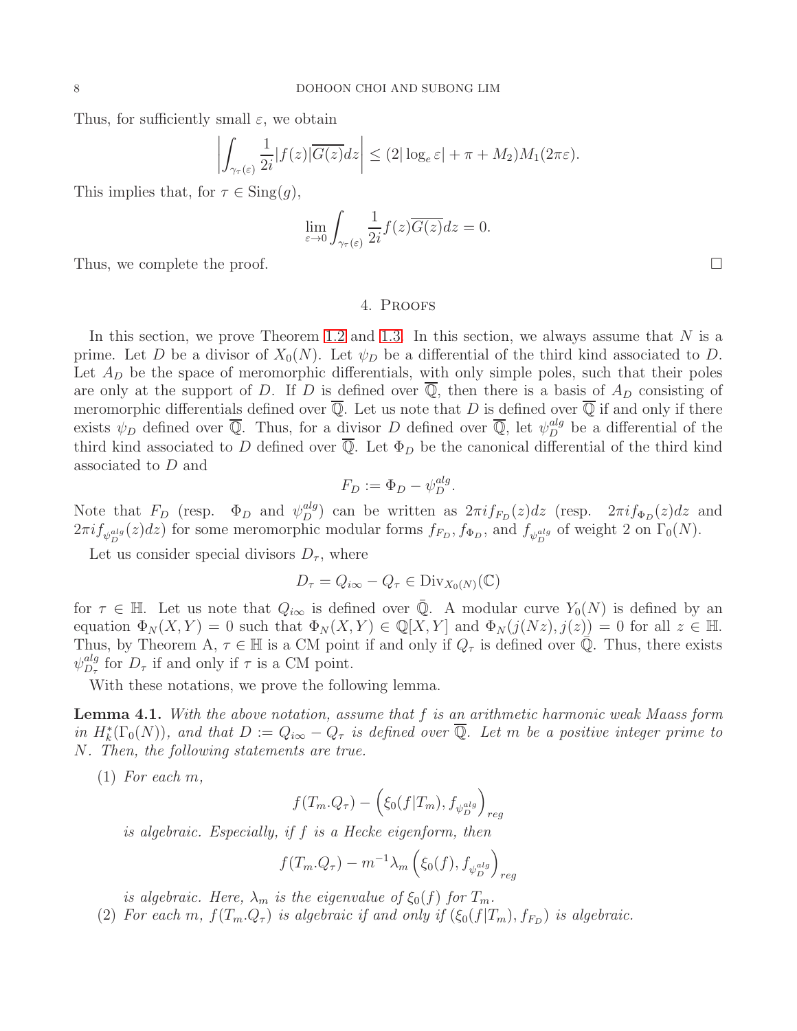Thus, for sufficiently small $\varepsilon$, we obtain

$$\left| \int_{\gamma_\tau(\varepsilon)} \frac{1}{2i} |f(z)| \overline{G(z)} dz \right| \leq (2|\log_e \varepsilon| + \pi + M_2) M_1 (2\pi\varepsilon).$$

This implies that, for $\tau \in \mathrm{Sing}(g)$,

$$\lim_{\varepsilon \to 0} \int_{\gamma_\tau(\varepsilon)} \frac{1}{2i} f(z) \overline{G(z)} dz = 0.$$

Thus, we complete the proof. $\square$

## 4. Proofs

In this section, we prove Theorem 1.2 and 1.3. In this section, we always assume that $N$ is a prime. Let $D$ be a divisor of $X_0(N)$. Let $\psi_D$ be a differential of the third kind associated to $D$. Let $A_D$ be the space of meromorphic differentials, with only simple poles, such that their poles are only at the support of $D$. If $D$ is defined over $\overline{\mathbb{Q}}$, then there is a basis of $A_D$ consisting of meromorphic differentials defined over $\overline{\mathbb{Q}}$. Let us note that $D$ is defined over $\overline{\mathbb{Q}}$ if and only if there exists $\psi_D$ defined over $\overline{\mathbb{Q}}$. Thus, for a divisor $D$ defined over $\overline{\mathbb{Q}}$, let $\psi_D^{alg}$ be a differential of the third kind associated to $D$ defined over $\overline{\mathbb{Q}}$. Let $\Phi_D$ be the canonical differential of the third kind associated to $D$ and

$$F_D := \Phi_D - \psi_D^{alg}.$$

Note that $F_D$ (resp. $\Phi_D$ and $\psi_D^{alg}$) can be written as $2\pi i f_{F_D}(z)dz$ (resp. $2\pi i f_{\Phi_D}(z)dz$ and $2\pi i f_{\psi_D^{alg}}(z)dz$) for some meromorphic modular forms $f_{F_D}, f_{\Phi_D}$, and $f_{\psi_D^{alg}}$ of weight 2 on $\Gamma_0(N)$.

Let us consider special divisors $D_\tau$, where

$$D_\tau = Q_{i\infty} - Q_\tau \in \mathrm{Div}_{X_0(N)}(\mathbb{C})$$

for $\tau \in \mathbb{H}$. Let us note that $Q_{i\infty}$ is defined over $\bar{\mathbb{Q}}$. A modular curve $Y_0(N)$ is defined by an equation $\Phi_N(X,Y) = 0$ such that $\Phi_N(X,Y) \in \mathbb{Q}[X,Y]$ and $\Phi_N(j(Nz), j(z)) = 0$ for all $z \in \mathbb{H}$. Thus, by Theorem A, $\tau \in \mathbb{H}$ is a CM point if and only if $Q_\tau$ is defined over $\bar{\mathbb{Q}}$. Thus, there exists $\psi_{D_\tau}^{alg}$ for $D_\tau$ if and only if $\tau$ is a CM point.

With these notations, we prove the following lemma.

**Lemma 4.1.** *With the above notation, assume that $f$ is an arithmetic harmonic weak Maass form in $H_k^*(\Gamma_0(N))$, and that $D := Q_{i\infty} - Q_\tau$ is defined over $\overline{\mathbb{Q}}$. Let $m$ be a positive integer prime to $N$. Then, the following statements are true.*

1. *For each $m$,*
$$f(T_m.Q_\tau) - \left(\xi_0(f|T_m), f_{\psi_D^{alg}}\right)_{reg}$$
*is algebraic. Especially, if $f$ is a Hecke eigenform, then*
$$f(T_m.Q_\tau) - m^{-1}\lambda_m \left(\xi_0(f), f_{\psi_D^{alg}}\right)_{reg}$$
*is algebraic. Here, $\lambda_m$ is the eigenvalue of $\xi_0(f)$ for $T_m$.*
2. *For each $m$, $f(T_m.Q_\tau)$ is algebraic if and only if $(\xi_0(f|T_m), f_{F_D})$ is algebraic.*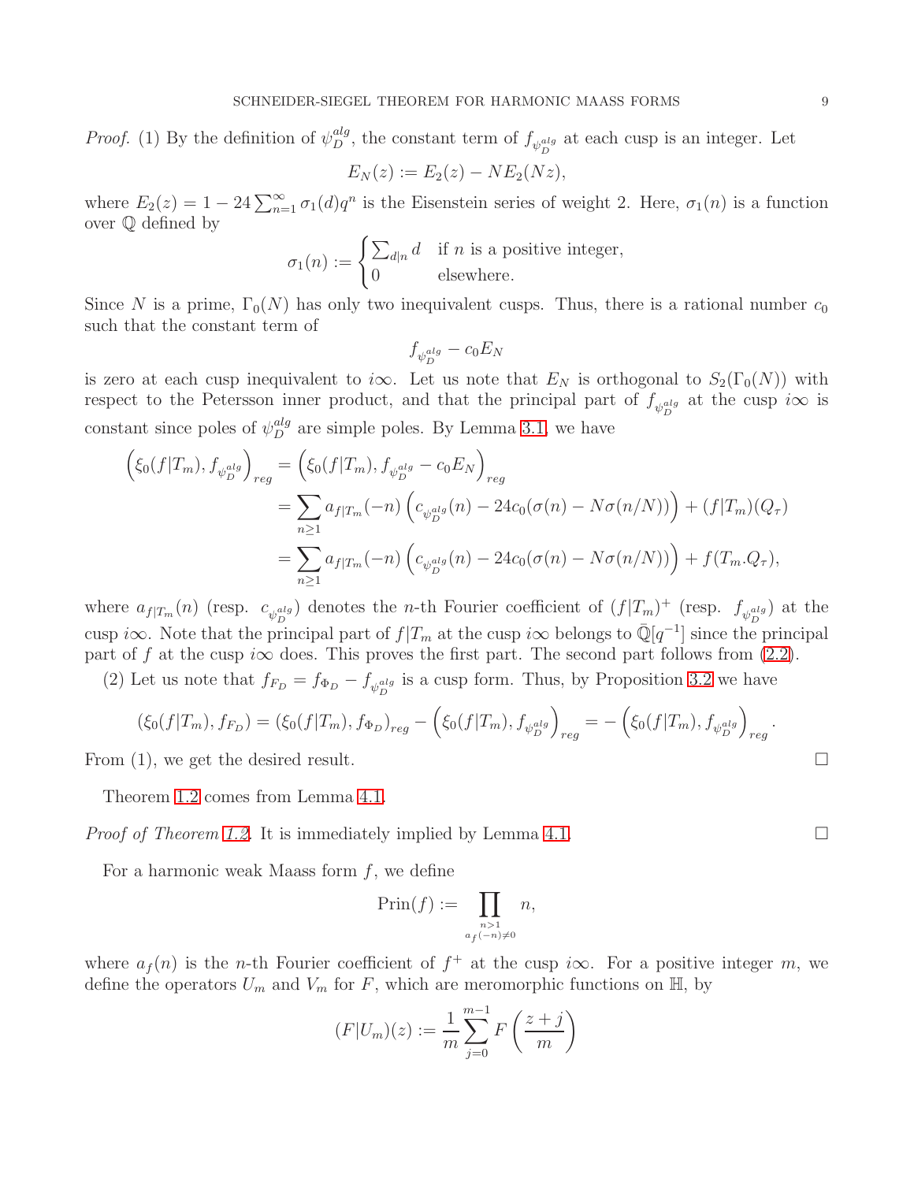*Proof.* (1) By the definition of $\psi_D^{alg}$, the constant term of $f_{\psi_D^{alg}}$ at each cusp is an integer. Let

$$E_N(z) := E_2(z) - NE_2(Nz),$$

where $E_2(z) = 1 - 24\sum_{n=1}^{\infty} \sigma_1(d)q^n$ is the Eisenstein series of weight 2. Here, $\sigma_1(n)$ is a function over $\mathbb{Q}$ defined by

$$\sigma_1(n) := \begin{cases} \sum_{d|n} d & \text{if } n \text{ is a positive integer,} \\ 0 & \text{elsewhere.} \end{cases}$$

Since $N$ is a prime, $\Gamma_0(N)$ has only two inequivalent cusps. Thus, there is a rational number $c_0$ such that the constant term of

$$f_{\psi_D^{alg}} - c_0 E_N$$

is zero at each cusp inequivalent to $i\infty$. Let us note that $E_N$ is orthogonal to $S_2(\Gamma_0(N))$ with respect to the Petersson inner product, and that the principal part of $f_{\psi_D^{alg}}$ at the cusp $i\infty$ is constant since poles of $\psi_D^{alg}$ are simple poles. By Lemma 3.1, we have

$$\begin{aligned}
\Big(\xi_0(f|T_m), f_{\psi_D^{alg}}\Big)_{reg} &= \Big(\xi_0(f|T_m), f_{\psi_D^{alg}} - c_0 E_N\Big)_{reg} \\
&= \sum_{n\geq 1} a_{f|T_m}(-n)\left(c_{\psi_D^{alg}}(n) - 24c_0(\sigma(n) - N\sigma(n/N))\right) + (f|T_m)(Q_\tau) \\
&= \sum_{n\geq 1} a_{f|T_m}(-n)\left(c_{\psi_D^{alg}}(n) - 24c_0(\sigma(n) - N\sigma(n/N))\right) + f(T_m.Q_\tau),
\end{aligned}$$

where $a_{f|T_m}(n)$ (resp. $c_{\psi_D^{alg}}$) denotes the $n$-th Fourier coefficient of $(f|T_m)^+$ (resp. $f_{\psi_D^{alg}}$) at the cusp $i\infty$. Note that the principal part of $f|T_m$ at the cusp $i\infty$ belongs to $\bar{\mathbb{Q}}[q^{-1}]$ since the principal part of $f$ at the cusp $i\infty$ does. This proves the first part. The second part follows from (2.2).

(2) Let us note that $f_{F_D} = f_{\Phi_D} - f_{\psi_D^{alg}}$ is a cusp form. Thus, by Proposition 3.2 we have

$$(\xi_0(f|T_m), f_{F_D}) = (\xi_0(f|T_m), f_{\Phi_D})_{reg} - \Big(\xi_0(f|T_m), f_{\psi_D^{alg}}\Big)_{reg} = -\Big(\xi_0(f|T_m), f_{\psi_D^{alg}}\Big)_{reg}.$$

From (1), we get the desired result. $\square$

Theorem 1.2 comes from Lemma 4.1.

*Proof of Theorem 1.2.* It is immediately implied by Lemma 4.1. $\square$

For a harmonic weak Maass form $f$, we define

$$\mathrm{Prin}(f) := \prod_{\substack{n>1 \\ a_f(-n)\neq 0}} n,$$

where $a_f(n)$ is the $n$-th Fourier coefficient of $f^+$ at the cusp $i\infty$. For a positive integer $m$, we define the operators $U_m$ and $V_m$ for $F$, which are meromorphic functions on $\mathbb{H}$, by

$$(F|U_m)(z) := \frac{1}{m}\sum_{j=0}^{m-1} F\left(\frac{z+j}{m}\right)$$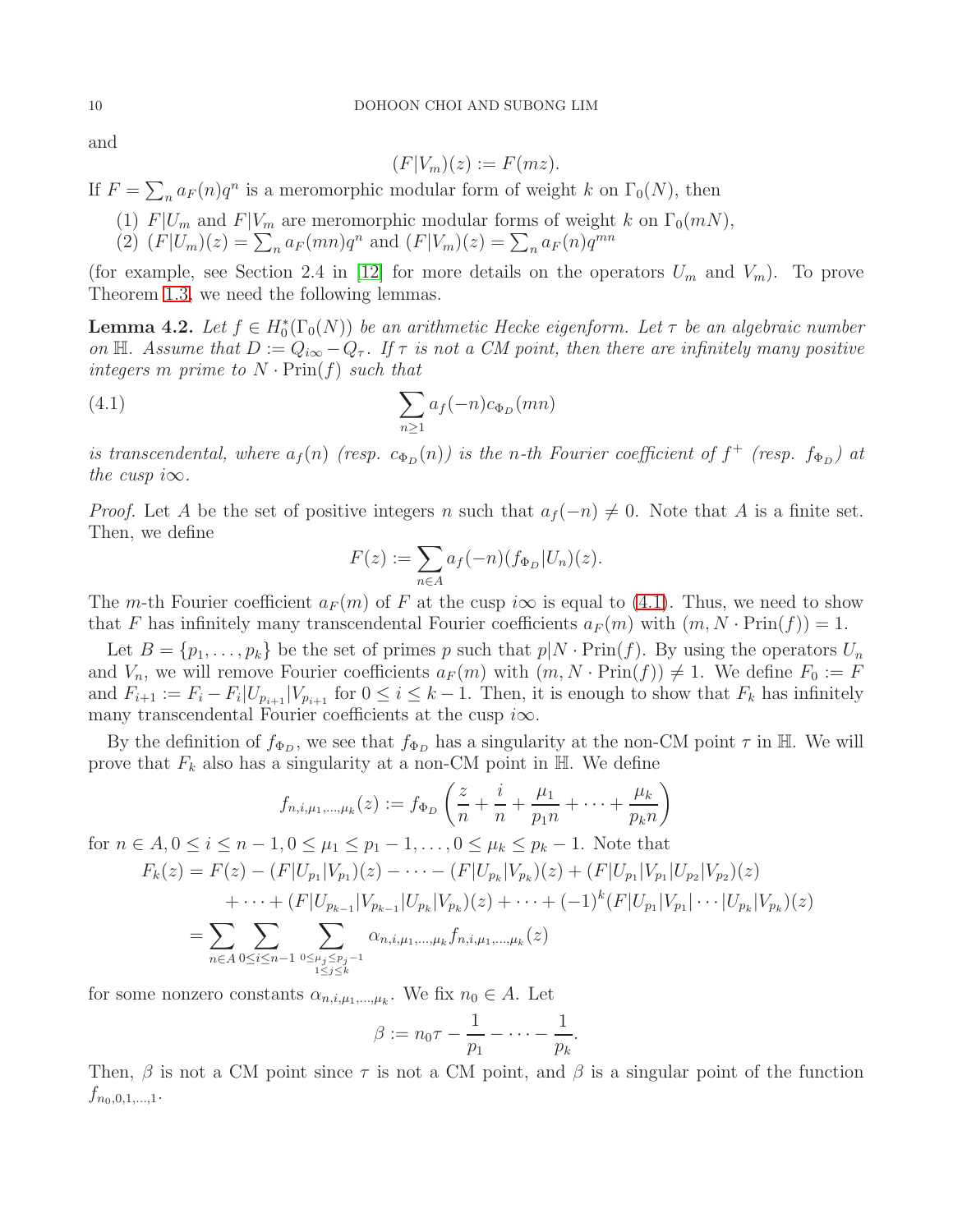and

$$(F|V_m)(z) := F(mz).$$

If $F = \sum_n a_F(n)q^n$ is a meromorphic modular form of weight $k$ on $\Gamma_0(N)$, then

(1) $F|U_m$ and $F|V_m$ are meromorphic modular forms of weight $k$ on $\Gamma_0(mN)$,

(2) $(F|U_m)(z) = \sum_n a_F(mn)q^n$ and $(F|V_m)(z) = \sum_n a_F(n)q^{mn}$

(for example, see Section 2.4 in [12] for more details on the operators $U_m$ and $V_m$). To prove Theorem 1.3, we need the following lemmas.

**Lemma 4.2.** *Let $f \in H_0^*(\Gamma_0(N))$ be an arithmetic Hecke eigenform. Let $\tau$ be an algebraic number on $\mathbb{H}$. Assume that $D := Q_{i\infty} - Q_\tau$. If $\tau$ is not a CM point, then there are infinitely many positive integers $m$ prime to $N \cdot \mathrm{Prin}(f)$ such that*

$$\sum_{n\geq 1} a_f(-n)c_{\Phi_D}(mn) \tag{4.1}$$

*is transcendental, where $a_f(n)$ (resp. $c_{\Phi_D}(n)$) is the $n$-th Fourier coefficient of $f^+$ (resp. $f_{\Phi_D}$) at the cusp $i\infty$.*

*Proof.* Let $A$ be the set of positive integers $n$ such that $a_f(-n) \neq 0$. Note that $A$ is a finite set. Then, we define

$$F(z) := \sum_{n\in A} a_f(-n)(f_{\Phi_D}|U_n)(z).$$

The $m$-th Fourier coefficient $a_F(m)$ of $F$ at the cusp $i\infty$ is equal to (4.1). Thus, we need to show that $F$ has infinitely many transcendental Fourier coefficients $a_F(m)$ with $(m, N \cdot \mathrm{Prin}(f)) = 1$.

Let $B = \{p_1, \ldots, p_k\}$ be the set of primes $p$ such that $p|N \cdot \mathrm{Prin}(f)$. By using the operators $U_n$ and $V_n$, we will remove Fourier coefficients $a_F(m)$ with $(m, N \cdot \mathrm{Prin}(f)) \neq 1$. We define $F_0 := F$ and $F_{i+1} := F_i - F_i|U_{p_{i+1}}|V_{p_{i+1}}$ for $0 \leq i \leq k-1$. Then, it is enough to show that $F_k$ has infinitely many transcendental Fourier coefficients at the cusp $i\infty$.

By the definition of $f_{\Phi_D}$, we see that $f_{\Phi_D}$ has a singularity at the non-CM point $\tau$ in $\mathbb{H}$. We will prove that $F_k$ also has a singularity at a non-CM point in $\mathbb{H}$. We define

$$f_{n,i,\mu_1,\ldots,\mu_k}(z) := f_{\Phi_D}\left(\frac{z}{n} + \frac{i}{n} + \frac{\mu_1}{p_1 n} + \cdots + \frac{\mu_k}{p_k n}\right)$$

for $n \in A, 0 \leq i \leq n-1, 0 \leq \mu_1 \leq p_1 - 1, \ldots, 0 \leq \mu_k \leq p_k - 1$. Note that

$$\begin{aligned}
F_k(z) &= F(z) - (F|U_{p_1}|V_{p_1})(z) - \cdots - (F|U_{p_k}|V_{p_k})(z) + (F|U_{p_1}|V_{p_1}|U_{p_2}|V_{p_2})(z) \\
&\quad + \cdots + (F|U_{p_{k-1}}|V_{p_{k-1}}|U_{p_k}|V_{p_k})(z) + \cdots + (-1)^k(F|U_{p_1}|V_{p_1}|\cdots|U_{p_k}|V_{p_k})(z) \\
&= \sum_{n\in A}\sum_{0\leq i\leq n-1}\sum_{\substack{0\leq \mu_j\leq p_j-1\\ 1\leq j\leq k}} \alpha_{n,i,\mu_1,\ldots,\mu_k} f_{n,i,\mu_1,\ldots,\mu_k}(z)
\end{aligned}$$

for some nonzero constants $\alpha_{n,i,\mu_1,\ldots,\mu_k}$. We fix $n_0 \in A$. Let

$$\beta := n_0\tau - \frac{1}{p_1} - \cdots - \frac{1}{p_k}.$$

Then, $\beta$ is not a CM point since $\tau$ is not a CM point, and $\beta$ is a singular point of the function $f_{n_0,0,1,\ldots,1}$.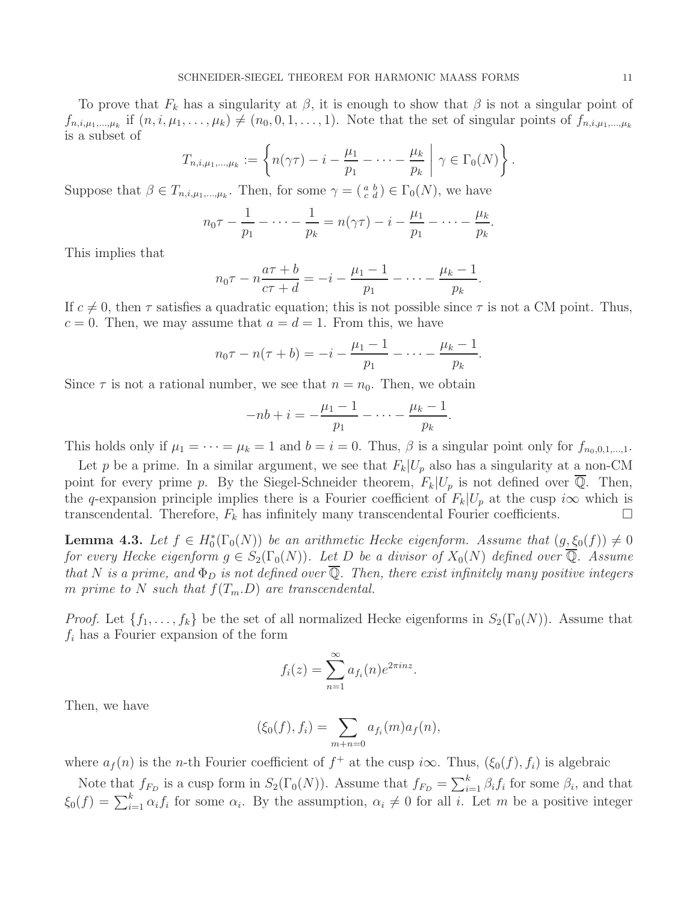To prove that $F_k$ has a singularity at $\beta$, it is enough to show that $\beta$ is not a singular point of $f_{n,i,\mu_1,\ldots,\mu_k}$ if $(n, i, \mu_1, \ldots, \mu_k) \neq (n_0, 0, 1, \ldots, 1)$. Note that the set of singular points of $f_{n,i,\mu_1,\ldots,\mu_k}$ is a subset of

$$T_{n,i,\mu_1,\ldots,\mu_k} := \left\{ n(\gamma\tau) - i - \frac{\mu_1}{p_1} - \cdots - \frac{\mu_k}{p_k} \;\middle|\; \gamma \in \Gamma_0(N) \right\}.$$

Suppose that $\beta \in T_{n,i,\mu_1,\ldots,\mu_k}$. Then, for some $\gamma = \left(\begin{smallmatrix} a & b \\ c & d \end{smallmatrix}\right) \in \Gamma_0(N)$, we have

$$n_0\tau - \frac{1}{p_1} - \cdots - \frac{1}{p_k} = n(\gamma\tau) - i - \frac{\mu_1}{p_1} - \cdots - \frac{\mu_k}{p_k}.$$

This implies that

$$n_0\tau - n\frac{a\tau + b}{c\tau + d} = -i - \frac{\mu_1 - 1}{p_1} - \cdots - \frac{\mu_k - 1}{p_k}.$$

If $c \neq 0$, then $\tau$ satisfies a quadratic equation; this is not possible since $\tau$ is not a CM point. Thus, $c = 0$. Then, we may assume that $a = d = 1$. From this, we have

$$n_0\tau - n(\tau + b) = -i - \frac{\mu_1 - 1}{p_1} - \cdots - \frac{\mu_k - 1}{p_k}.$$

Since $\tau$ is not a rational number, we see that $n = n_0$. Then, we obtain

$$-nb + i = -\frac{\mu_1 - 1}{p_1} - \cdots - \frac{\mu_k - 1}{p_k}.$$

This holds only if $\mu_1 = \cdots = \mu_k = 1$ and $b = i = 0$. Thus, $\beta$ is a singular point only for $f_{n_0,0,1,\ldots,1}$.

Let $p$ be a prime. In a similar argument, we see that $F_k|U_p$ also has a singularity at a non-CM point for every prime $p$. By the Siegel-Schneider theorem, $F_k|U_p$ is not defined over $\overline{\mathbb{Q}}$. Then, the $q$-expansion principle implies there is a Fourier coefficient of $F_k|U_p$ at the cusp $i\infty$ which is transcendental. Therefore, $F_k$ has infinitely many transcendental Fourier coefficients. □

**Lemma 4.3.** *Let $f \in H_0^*(\Gamma_0(N))$ be an arithmetic Hecke eigenform. Assume that $(g, \xi_0(f)) \neq 0$ for every Hecke eigenform $g \in S_2(\Gamma_0(N))$. Let $D$ be a divisor of $X_0(N)$ defined over $\overline{\mathbb{Q}}$. Assume that $N$ is a prime, and $\Phi_D$ is not defined over $\overline{\mathbb{Q}}$. Then, there exist infinitely many positive integers $m$ prime to $N$ such that $f(T_m.D)$ are transcendental.*

*Proof.* Let $\{f_1, \ldots, f_k\}$ be the set of all normalized Hecke eigenforms in $S_2(\Gamma_0(N))$. Assume that $f_i$ has a Fourier expansion of the form

$$f_i(z) = \sum_{n=1}^{\infty} a_{f_i}(n)e^{2\pi i n z}.$$

Then, we have

$$(\xi_0(f), f_i) = \sum_{m+n=0} a_{f_i}(m)a_f(n),$$

where $a_f(n)$ is the $n$-th Fourier coefficient of $f^+$ at the cusp $i\infty$. Thus, $(\xi_0(f), f_i)$ is algebraic

Note that $f_{F_D}$ is a cusp form in $S_2(\Gamma_0(N))$. Assume that $f_{F_D} = \sum_{i=1}^{k} \beta_i f_i$ for some $\beta_i$, and that $\xi_0(f) = \sum_{i=1}^{k} \alpha_i f_i$ for some $\alpha_i$. By the assumption, $\alpha_i \neq 0$ for all $i$. Let $m$ be a positive integer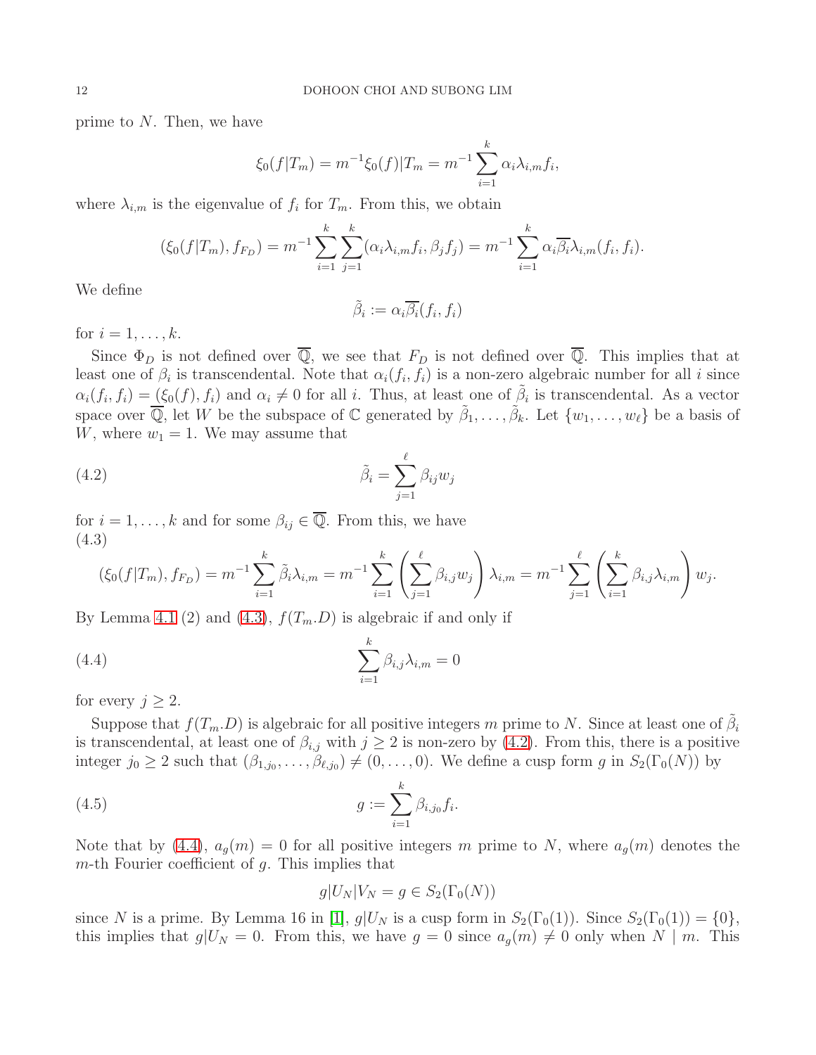prime to $N$. Then, we have

$$\xi_0(f|T_m) = m^{-1}\xi_0(f)|T_m = m^{-1}\sum_{i=1}^{k} \alpha_i \lambda_{i,m} f_i,$$

where $\lambda_{i,m}$ is the eigenvalue of $f_i$ for $T_m$. From this, we obtain

$$(\xi_0(f|T_m), f_{F_D}) = m^{-1}\sum_{i=1}^{k}\sum_{j=1}^{k}(\alpha_i\lambda_{i,m}f_i, \beta_j f_j) = m^{-1}\sum_{i=1}^{k}\alpha_i\overline{\beta_i}\lambda_{i,m}(f_i, f_i).$$

We define

$$\tilde{\beta}_i := \alpha_i\overline{\beta_i}(f_i, f_i)$$

for $i = 1, \ldots, k$.

Since $\Phi_D$ is not defined over $\overline{\mathbb{Q}}$, we see that $F_D$ is not defined over $\overline{\mathbb{Q}}$. This implies that at least one of $\beta_i$ is transcendental. Note that $\alpha_i(f_i, f_i)$ is a non-zero algebraic number for all $i$ since $\alpha_i(f_i, f_i) = (\xi_0(f), f_i)$ and $\alpha_i \neq 0$ for all $i$. Thus, at least one of $\tilde{\beta}_i$ is transcendental. As a vector space over $\overline{\mathbb{Q}}$, let $W$ be the subspace of $\mathbb{C}$ generated by $\tilde{\beta}_1, \ldots, \tilde{\beta}_k$. Let $\{w_1, \ldots, w_\ell\}$ be a basis of $W$, where $w_1 = 1$. We may assume that

$$\tilde{\beta}_i = \sum_{j=1}^{\ell}\beta_{ij}w_j \tag{4.2}$$

for $i = 1, \ldots, k$ and for some $\beta_{ij} \in \overline{\mathbb{Q}}$. From this, we have

$$(\xi_0(f|T_m), f_{F_D}) = m^{-1}\sum_{i=1}^{k}\tilde{\beta}_i\lambda_{i,m} = m^{-1}\sum_{i=1}^{k}\left(\sum_{j=1}^{\ell}\beta_{i,j}w_j\right)\lambda_{i,m} = m^{-1}\sum_{j=1}^{\ell}\left(\sum_{i=1}^{k}\beta_{i,j}\lambda_{i,m}\right)w_j. \tag{4.3}$$

By Lemma 4.1 (2) and (4.3), $f(T_m.D)$ is algebraic if and only if

$$\sum_{i=1}^{k}\beta_{i,j}\lambda_{i,m} = 0 \tag{4.4}$$

for every $j \geq 2$.

Suppose that $f(T_m.D)$ is algebraic for all positive integers $m$ prime to $N$. Since at least one of $\tilde{\beta}_i$ is transcendental, at least one of $\beta_{i,j}$ with $j \geq 2$ is non-zero by (4.2). From this, there is a positive integer $j_0 \geq 2$ such that $(\beta_{1,j_0}, \ldots, \beta_{\ell,j_0}) \neq (0, \ldots, 0)$. We define a cusp form $g$ in $S_2(\Gamma_0(N))$ by

$$g := \sum_{i=1}^{k}\beta_{i,j_0}f_i. \tag{4.5}$$

Note that by (4.4), $a_g(m) = 0$ for all positive integers $m$ prime to $N$, where $a_g(m)$ denotes the $m$-th Fourier coefficient of $g$. This implies that

$$g|U_N|V_N = g \in S_2(\Gamma_0(N))$$

since $N$ is a prime. By Lemma 16 in [1], $g|U_N$ is a cusp form in $S_2(\Gamma_0(1))$. Since $S_2(\Gamma_0(1)) = \{0\}$, this implies that $g|U_N = 0$. From this, we have $g = 0$ since $a_g(m) \neq 0$ only when $N \mid m$. This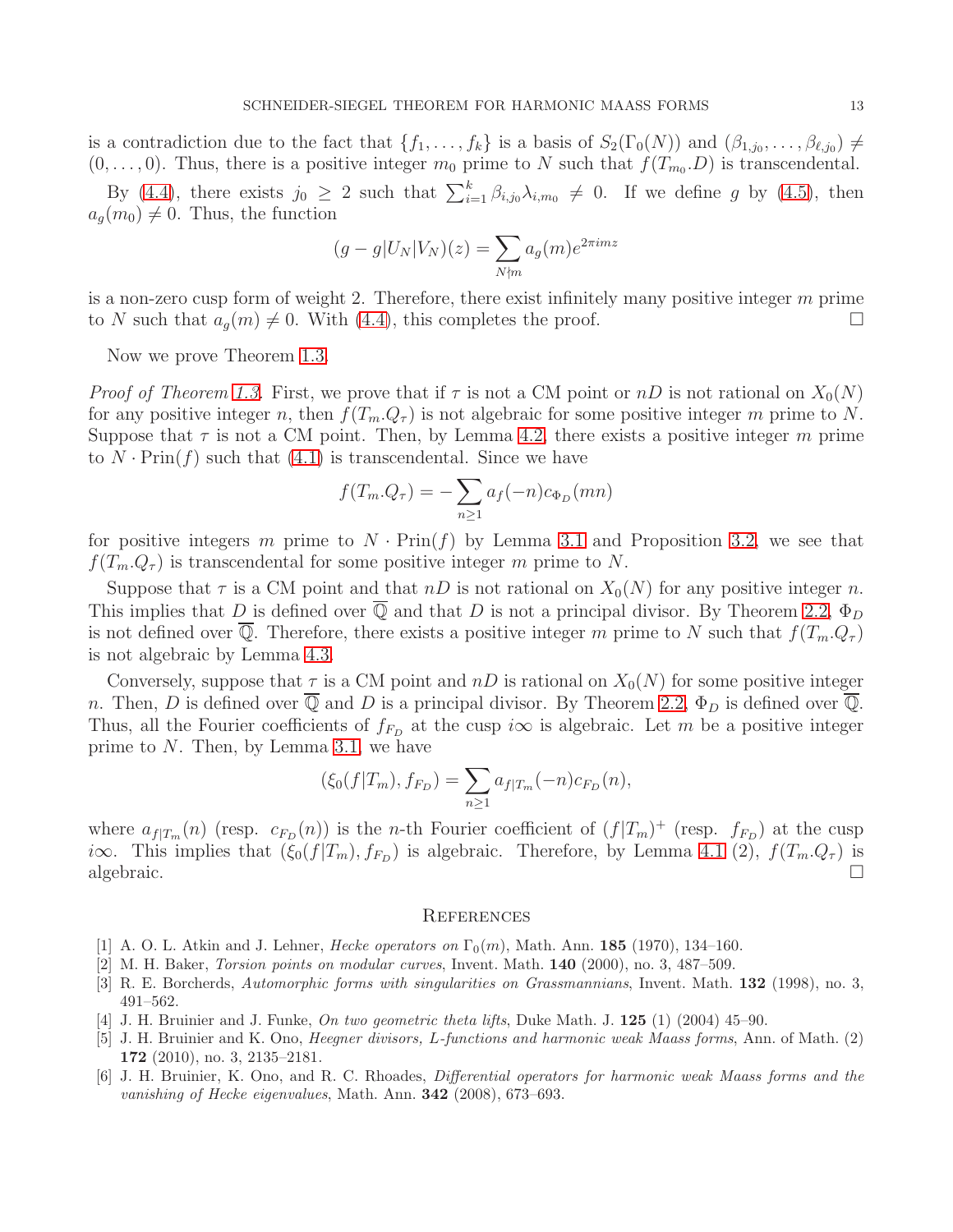is a contradiction due to the fact that $\{f_1, \ldots, f_k\}$ is a basis of $S_2(\Gamma_0(N))$ and $(\beta_{1,j_0}, \ldots, \beta_{\ell,j_0}) \neq (0, \ldots, 0)$. Thus, there is a positive integer $m_0$ prime to $N$ such that $f(T_{m_0}.D)$ is transcendental.

By (4.4), there exists $j_0 \geq 2$ such that $\sum_{i=1}^{k} \beta_{i,j_0}\lambda_{i,m_0} \neq 0$. If we define $g$ by (4.5), then $a_g(m_0) \neq 0$. Thus, the function

$$(g - g|U_N|V_N)(z) = \sum_{N \nmid m} a_g(m) e^{2\pi i m z}$$

is a non-zero cusp form of weight 2. Therefore, there exist infinitely many positive integer $m$ prime to $N$ such that $a_g(m) \neq 0$. With (4.4), this completes the proof. □

Now we prove Theorem 1.3.

*Proof of Theorem 1.3.* First, we prove that if $\tau$ is not a CM point or $nD$ is not rational on $X_0(N)$ for any positive integer $n$, then $f(T_m.Q_\tau)$ is not algebraic for some positive integer $m$ prime to $N$. Suppose that $\tau$ is not a CM point. Then, by Lemma 4.2, there exists a positive integer $m$ prime to $N \cdot \mathrm{Prin}(f)$ such that (4.1) is transcendental. Since we have

$$f(T_m.Q_\tau) = -\sum_{n \geq 1} a_f(-n) c_{\Phi_D}(mn)$$

for positive integers $m$ prime to $N \cdot \mathrm{Prin}(f)$ by Lemma 3.1 and Proposition 3.2, we see that $f(T_m.Q_\tau)$ is transcendental for some positive integer $m$ prime to $N$.

Suppose that $\tau$ is a CM point and that $nD$ is not rational on $X_0(N)$ for any positive integer $n$. This implies that $D$ is defined over $\overline{\mathbb{Q}}$ and that $D$ is not a principal divisor. By Theorem 2.2, $\Phi_D$ is not defined over $\overline{\mathbb{Q}}$. Therefore, there exists a positive integer $m$ prime to $N$ such that $f(T_m.Q_\tau)$ is not algebraic by Lemma 4.3.

Conversely, suppose that $\tau$ is a CM point and $nD$ is rational on $X_0(N)$ for some positive integer $n$. Then, $D$ is defined over $\overline{\mathbb{Q}}$ and $D$ is a principal divisor. By Theorem 2.2, $\Phi_D$ is defined over $\overline{\mathbb{Q}}$. Thus, all the Fourier coefficients of $f_{F_D}$ at the cusp $i\infty$ is algebraic. Let $m$ be a positive integer prime to $N$. Then, by Lemma 3.1, we have

$$(\xi_0(f|T_m), f_{F_D}) = \sum_{n \geq 1} a_{f|T_m}(-n) c_{F_D}(n),$$

where $a_{f|T_m}(n)$ (resp. $c_{F_D}(n)$) is the $n$-th Fourier coefficient of $(f|T_m)^+$ (resp. $f_{F_D}$) at the cusp $i\infty$. This implies that $(\xi_0(f|T_m), f_{F_D})$ is algebraic. Therefore, by Lemma 4.1 (2), $f(T_m.Q_\tau)$ is algebraic. □

## References

[1] A. O. L. Atkin and J. Lehner, *Hecke operators on $\Gamma_0(m)$*, Math. Ann. **185** (1970), 134–160.

[2] M. H. Baker, *Torsion points on modular curves*, Invent. Math. **140** (2000), no. 3, 487–509.

[3] R. E. Borcherds, *Automorphic forms with singularities on Grassmannians*, Invent. Math. **132** (1998), no. 3, 491–562.

[4] J. H. Bruinier and J. Funke, *On two geometric theta lifts*, Duke Math. J. **125** (1) (2004) 45–90.

[5] J. H. Bruinier and K. Ono, *Heegner divisors, L-functions and harmonic weak Maass forms*, Ann. of Math. (2) **172** (2010), no. 3, 2135–2181.

[6] J. H. Bruinier, K. Ono, and R. C. Rhoades, *Differential operators for harmonic weak Maass forms and the vanishing of Hecke eigenvalues*, Math. Ann. **342** (2008), 673–693.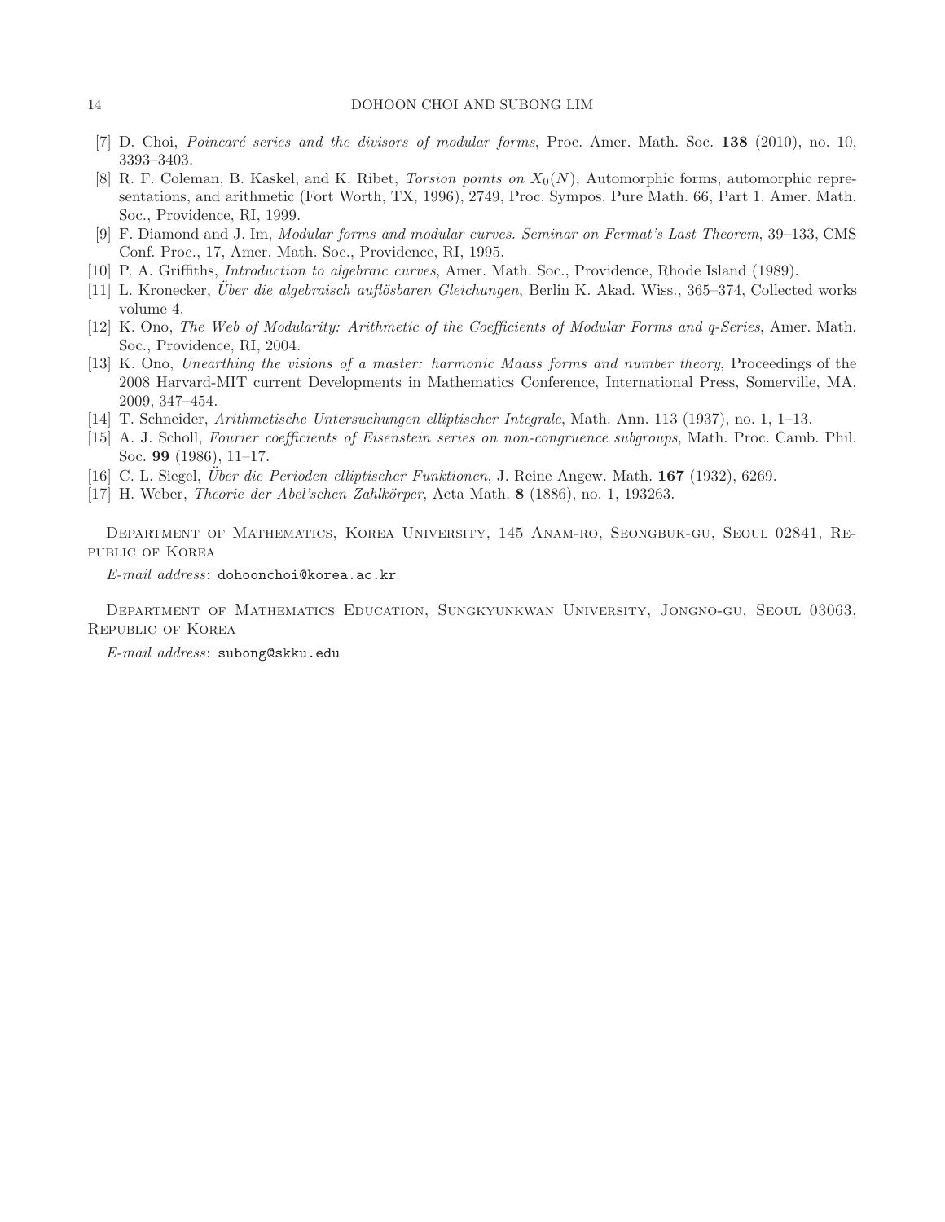[7] D. Choi, *Poincaré series and the divisors of modular forms*, Proc. Amer. Math. Soc. **138** (2010), no. 10, 3393–3403.

[8] R. F. Coleman, B. Kaskel, and K. Ribet, *Torsion points on $X_0(N)$*, Automorphic forms, automorphic representations, and arithmetic (Fort Worth, TX, 1996), 2749, Proc. Sympos. Pure Math. 66, Part 1. Amer. Math. Soc., Providence, RI, 1999.

[9] F. Diamond and J. Im, *Modular forms and modular curves. Seminar on Fermat's Last Theorem*, 39–133, CMS Conf. Proc., 17, Amer. Math. Soc., Providence, RI, 1995.

[10] P. A. Griffiths, *Introduction to algebraic curves*, Amer. Math. Soc., Providence, Rhode Island (1989).

[11] L. Kronecker, *Über die algebraisch auflösbaren Gleichungen*, Berlin K. Akad. Wiss., 365–374, Collected works volume 4.

[12] K. Ono, *The Web of Modularity: Arithmetic of the Coefficients of Modular Forms and q-Series*, Amer. Math. Soc., Providence, RI, 2004.

[13] K. Ono, *Unearthing the visions of a master: harmonic Maass forms and number theory*, Proceedings of the 2008 Harvard-MIT current Developments in Mathematics Conference, International Press, Somerville, MA, 2009, 347–454.

[14] T. Schneider, *Arithmetische Untersuchungen elliptischer Integrale*, Math. Ann. 113 (1937), no. 1, 1–13.

[15] A. J. Scholl, *Fourier coefficients of Eisenstein series on non-congruence subgroups*, Math. Proc. Camb. Phil. Soc. **99** (1986), 11–17.

[16] C. L. Siegel, *Über die Perioden elliptischer Funktionen*, J. Reine Angew. Math. **167** (1932), 6269.

[17] H. Weber, *Theorie der Abel'schen Zahlkörper*, Acta Math. **8** (1886), no. 1, 193263.

Department of Mathematics, Korea University, 145 Anam-ro, Seongbuk-gu, Seoul 02841, Republic of Korea

*E-mail address*: dohoonchoi@korea.ac.kr

Department of Mathematics Education, Sungkyunkwan University, Jongno-gu, Seoul 03063, Republic of Korea

*E-mail address*: subong@skku.edu